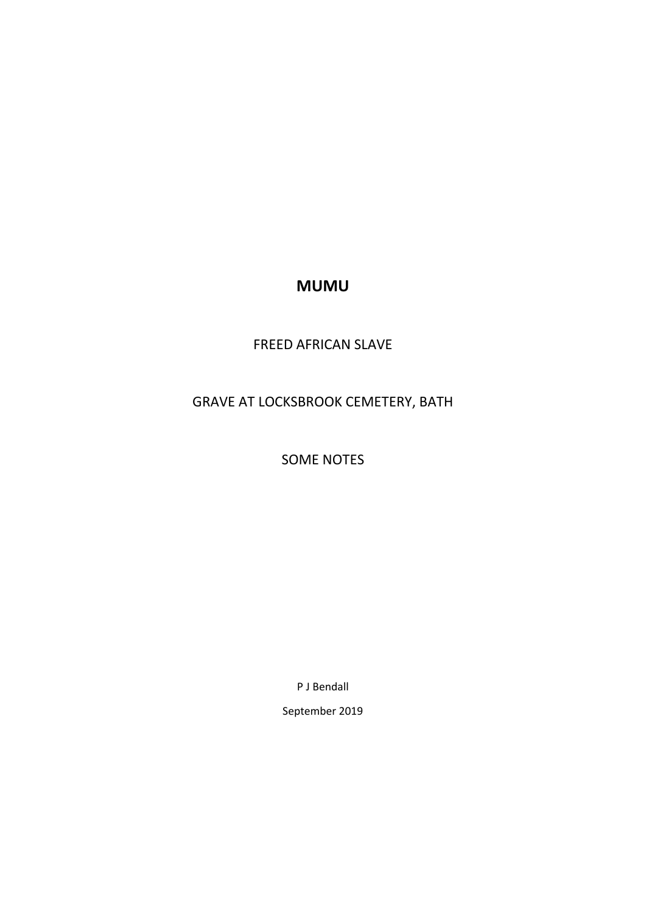# MUMU

FREED AFRICAN SLAVE

GRAVE AT LOCKSBROOK CEMETERY, BATH

SOME NOTES

P J Bendall

September 2019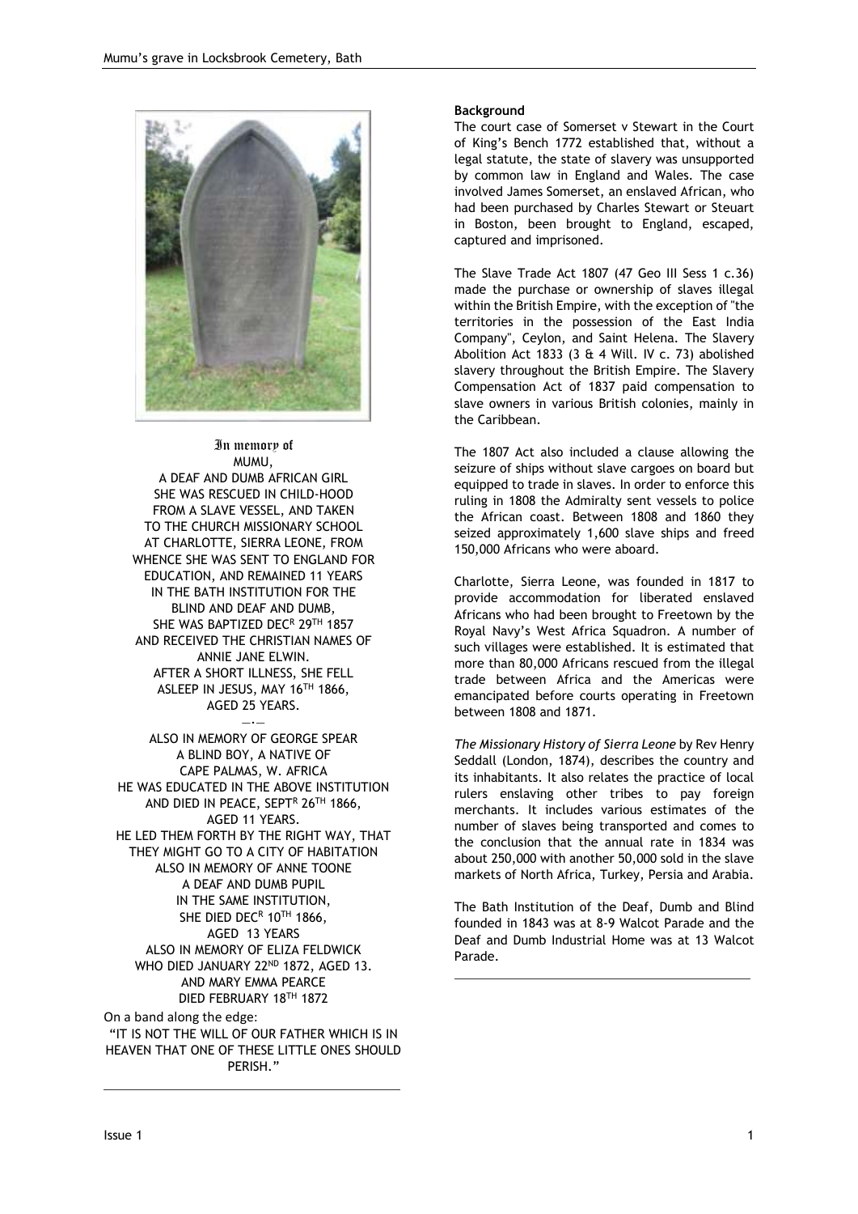In memory of
MUMU,
A DEAF AND DUMB AFRICAN GIRL
SHE WAS RESCUED IN CHILD-HOOD
FROM A SLAVE VESSEL, AND TAKEN
TO THE CHURCH MISSIONARY SCHOOL
AT CHARLOTTE, SIERRA LEONE, FROM
WHENCE SHE WAS SENT TO ENGLAND FOR
EDUCATION, AND REMAINED 11 YEARS
IN THE BATH INSTITUTION FOR THE
BLIND AND DEAF AND DUMB,
SHE WAS BAPTIZED DEC[R] 29[TH] 1857
AND RECEIVED THE CHRISTIAN NAMES OF
ANNIE JANE ELWIN.
AFTER A SHORT ILLNESS, SHE FELL
ASLEEP IN JESUS, MAY 16[TH] 1866,
AGED 25 YEARS.
—.—
ALSO IN MEMORY OF GEORGE SPEAR
A BLIND BOY, A NATIVE OF
CAPE PALMAS, W. AFRICA
HE WAS EDUCATED IN THE ABOVE INSTITUTION
AND DIED IN PEACE, SEPT[R] 26[TH] 1866,
AGED 11 YEARS.
HE LED THEM FORTH BY THE RIGHT WAY, THAT
THEY MIGHT GO TO A CITY OF HABITATION
ALSO IN MEMORY OF ANNE TOONE
A DEAF AND DUMB PUPIL
IN THE SAME INSTITUTION,
SHE DIED DEC[R] 10[TH] 1866,
AGED 13 YEARS
ALSO IN MEMORY OF ELIZA FELDWICK
WHO DIED JANUARY 22[ND] 1872, AGED 13.
AND MARY EMMA PEARCE
DIED FEBRUARY 18[TH] 1872

On a band along the edge:
"IT IS NOT THE WILL OF OUR FATHER WHICH IS IN HEAVEN THAT ONE OF THESE LITTLE ONES SHOULD PERISH."

---

**Background**

The court case of Somerset v Stewart in the Court of King's Bench 1772 established that, without a legal statute, the state of slavery was unsupported by common law in England and Wales. The case involved James Somerset, an enslaved African, who had been purchased by Charles Stewart or Steuart in Boston, been brought to England, escaped, captured and imprisoned.

The Slave Trade Act 1807 (47 Geo III Sess 1 c.36) made the purchase or ownership of slaves illegal within the British Empire, with the exception of "the territories in the possession of the East India Company", Ceylon, and Saint Helena. The Slavery Abolition Act 1833 (3 & 4 Will. IV c. 73) abolished slavery throughout the British Empire. The Slavery Compensation Act of 1837 paid compensation to slave owners in various British colonies, mainly in the Caribbean.

The 1807 Act also included a clause allowing the seizure of ships without slave cargoes on board but equipped to trade in slaves. In order to enforce this ruling in 1808 the Admiralty sent vessels to police the African coast. Between 1808 and 1860 they seized approximately 1,600 slave ships and freed 150,000 Africans who were aboard.

Charlotte, Sierra Leone, was founded in 1817 to provide accommodation for liberated enslaved Africans who had been brought to Freetown by the Royal Navy's West Africa Squadron. A number of such villages were established. It is estimated that more than 80,000 Africans rescued from the illegal trade between Africa and the Americas were emancipated before courts operating in Freetown between 1808 and 1871.

*The Missionary History of Sierra Leone* by Rev Henry Seddall (London, 1874), describes the country and its inhabitants. It also relates the practice of local rulers enslaving other tribes to pay foreign merchants. It includes various estimates of the number of slaves being transported and comes to the conclusion that the annual rate in 1834 was about 250,000 with another 50,000 sold in the slave markets of North Africa, Turkey, Persia and Arabia.

The Bath Institution of the Deaf, Dumb and Blind founded in 1843 was at 8-9 Walcot Parade and the Deaf and Dumb Industrial Home was at 13 Walcot Parade.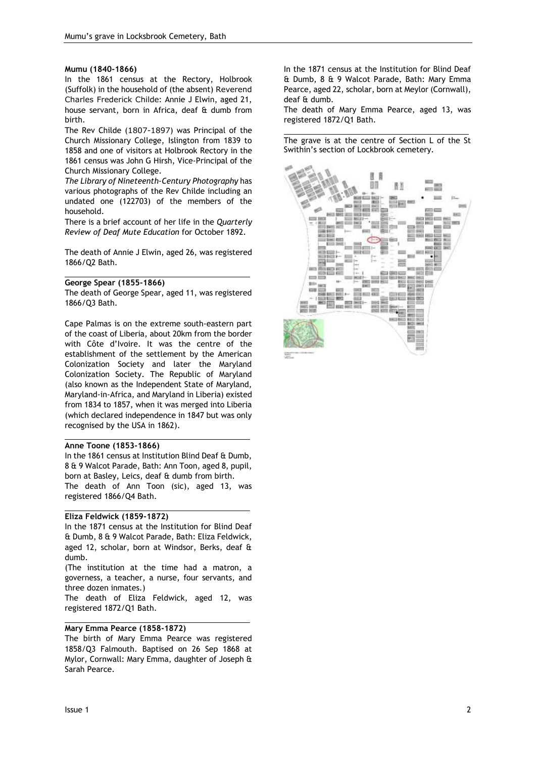### Mumu (1840-1866)

In the 1861 census at the Rectory, Holbrook (Suffolk) in the household of (the absent) Reverend Charles Frederick Childe: Annie J Elwin, aged 21, house servant, born in Africa, deaf & dumb from birth.

The Rev Childe (1807-1897) was Principal of the Church Missionary College, Islington from 1839 to 1858 and one of visitors at Holbrook Rectory in the 1861 census was John G Hirsh, Vice-Principal of the Church Missionary College.

*The Library of Nineteenth-Century Photography* has various photographs of the Rev Childe including an undated one (122703) of the members of the household.

There is a brief account of her life in the *Quarterly Review of Deaf Mute Education* for October 1892.

The death of Annie J Elwin, aged 26, was registered 1866/Q2 Bath.

### George Spear (1855-1866)

The death of George Spear, aged 11, was registered 1866/Q3 Bath.

Cape Palmas is on the extreme south-eastern part of the coast of Liberia, about 20km from the border with Côte d'Ivoire. It was the centre of the establishment of the settlement by the American Colonization Society and later the Maryland Colonization Society. The Republic of Maryland (also known as the Independent State of Maryland, Maryland-in-Africa, and Maryland in Liberia) existed from 1834 to 1857, when it was merged into Liberia (which declared independence in 1847 but was only recognised by the USA in 1862).

### Anne Toone (1853-1866)

In the 1861 census at Institution Blind Deaf & Dumb, 8 & 9 Walcot Parade, Bath: Ann Toon, aged 8, pupil, born at Basley, Leics, deaf & dumb from birth.

The death of Ann Toon (sic), aged 13, was registered 1866/Q4 Bath.

### Eliza Feldwick (1859-1872)

In the 1871 census at the Institution for Blind Deaf & Dumb, 8 & 9 Walcot Parade, Bath: Eliza Feldwick, aged 12, scholar, born at Windsor, Berks, deaf & dumb.

(The institution at the time had a matron, a governess, a teacher, a nurse, four servants, and three dozen inmates.)

The death of Eliza Feldwick, aged 12, was registered 1872/Q1 Bath.

### Mary Emma Pearce (1858-1872)

The birth of Mary Emma Pearce was registered 1858/Q3 Falmouth. Baptised on 26 Sep 1868 at Mylor, Cornwall: Mary Emma, daughter of Joseph & Sarah Pearce.

In the 1871 census at the Institution for Blind Deaf & Dumb, 8 & 9 Walcot Parade, Bath: Mary Emma Pearce, aged 22, scholar, born at Meylor (Cornwall), deaf & dumb.

The death of Mary Emma Pearce, aged 13, was registered 1872/Q1 Bath.

The grave is at the centre of Section L of the St Swithin's section of Lockbrook cemetery.